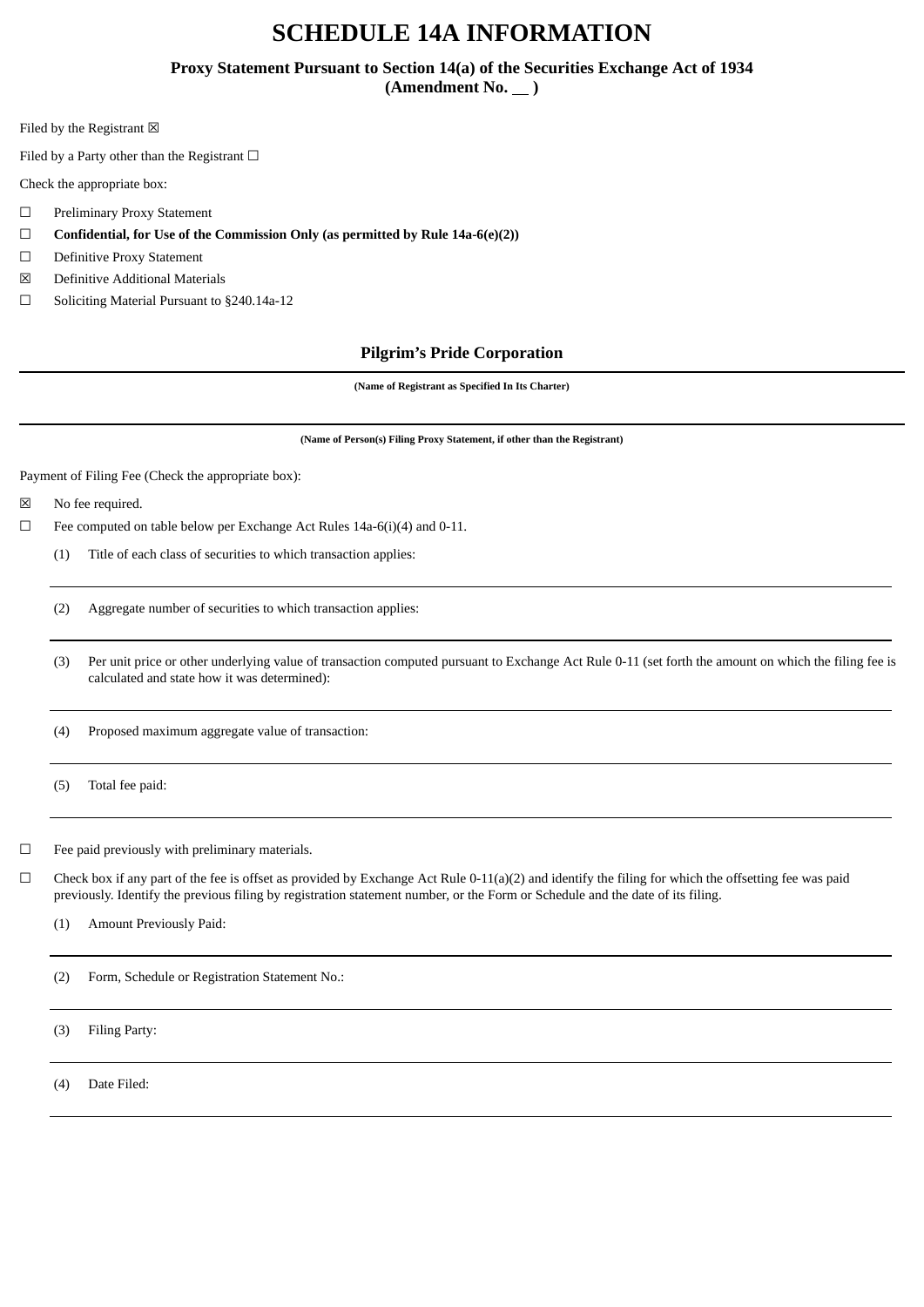# SCHEDULE 14A INFORMATION

## Proxy Statement Pursuant to Section 14(a) of the Securities Exchange Act of 1934 (Amendment No. __ )

Filed by the Registrant ☒

Filed by a Party other than the Registrant ☐

Check the appropriate box:

☐ Preliminary Proxy Statement

☐ **Confidential, for Use of the Commission Only (as permitted by Rule 14a-6(e)(2))**

☐ Definitive Proxy Statement

☒ Definitive Additional Materials

☐ Soliciting Material Pursuant to §240.14a-12

**Pilgrim's Pride Corporation**

**(Name of Registrant as Specified In Its Charter)**

**(Name of Person(s) Filing Proxy Statement, if other than the Registrant)**

Payment of Filing Fee (Check the appropriate box):

☒ No fee required.

☐ Fee computed on table below per Exchange Act Rules 14a-6(i)(4) and 0-11.

(1) Title of each class of securities to which transaction applies:

(2) Aggregate number of securities to which transaction applies:

(3) Per unit price or other underlying value of transaction computed pursuant to Exchange Act Rule 0-11 (set forth the amount on which the filing fee is calculated and state how it was determined):

(4) Proposed maximum aggregate value of transaction:

(5) Total fee paid:

☐ Fee paid previously with preliminary materials.

☐ Check box if any part of the fee is offset as provided by Exchange Act Rule 0-11(a)(2) and identify the filing for which the offsetting fee was paid previously. Identify the previous filing by registration statement number, or the Form or Schedule and the date of its filing.

(1) Amount Previously Paid:

(2) Form, Schedule or Registration Statement No.:

(3) Filing Party:

(4) Date Filed: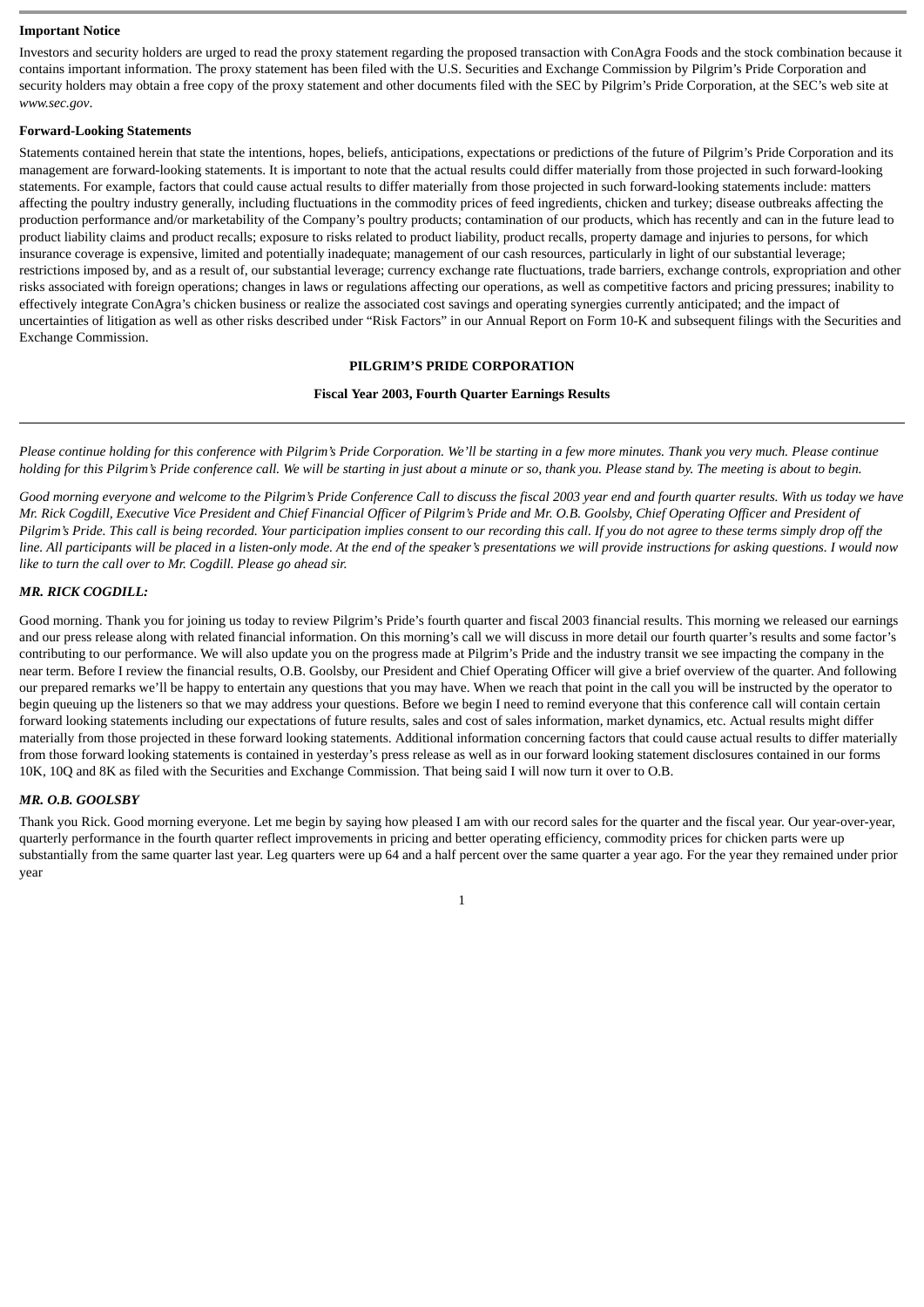**Important Notice**

Investors and security holders are urged to read the proxy statement regarding the proposed transaction with ConAgra Foods and the stock combination because it contains important information. The proxy statement has been filed with the U.S. Securities and Exchange Commission by Pilgrim's Pride Corporation and security holders may obtain a free copy of the proxy statement and other documents filed with the SEC by Pilgrim's Pride Corporation, at the SEC's web site at *www.sec.gov*.

**Forward-Looking Statements**

Statements contained herein that state the intentions, hopes, beliefs, anticipations, expectations or predictions of the future of Pilgrim's Pride Corporation and its management are forward-looking statements. It is important to note that the actual results could differ materially from those projected in such forward-looking statements. For example, factors that could cause actual results to differ materially from those projected in such forward-looking statements include: matters affecting the poultry industry generally, including fluctuations in the commodity prices of feed ingredients, chicken and turkey; disease outbreaks affecting the production performance and/or marketability of the Company's poultry products; contamination of our products, which has recently and can in the future lead to product liability claims and product recalls; exposure to risks related to product liability, product recalls, property damage and injuries to persons, for which insurance coverage is expensive, limited and potentially inadequate; management of our cash resources, particularly in light of our substantial leverage; restrictions imposed by, and as a result of, our substantial leverage; currency exchange rate fluctuations, trade barriers, exchange controls, expropriation and other risks associated with foreign operations; changes in laws or regulations affecting our operations, as well as competitive factors and pricing pressures; inability to effectively integrate ConAgra's chicken business or realize the associated cost savings and operating synergies currently anticipated; and the impact of uncertainties of litigation as well as other risks described under "Risk Factors" in our Annual Report on Form 10-K and subsequent filings with the Securities and Exchange Commission.

**PILGRIM'S PRIDE CORPORATION**

**Fiscal Year 2003, Fourth Quarter Earnings Results**

---

*Please continue holding for this conference with Pilgrim's Pride Corporation. We'll be starting in a few more minutes. Thank you very much. Please continue holding for this Pilgrim's Pride conference call. We will be starting in just about a minute or so, thank you. Please stand by. The meeting is about to begin.*

*Good morning everyone and welcome to the Pilgrim's Pride Conference Call to discuss the fiscal 2003 year end and fourth quarter results. With us today we have Mr. Rick Cogdill, Executive Vice President and Chief Financial Officer of Pilgrim's Pride and Mr. O.B. Goolsby, Chief Operating Officer and President of Pilgrim's Pride. This call is being recorded. Your participation implies consent to our recording this call. If you do not agree to these terms simply drop off the line. All participants will be placed in a listen-only mode. At the end of the speaker's presentations we will provide instructions for asking questions. I would now like to turn the call over to Mr. Cogdill. Please go ahead sir.*

***MR. RICK COGDILL:***

Good morning. Thank you for joining us today to review Pilgrim's Pride's fourth quarter and fiscal 2003 financial results. This morning we released our earnings and our press release along with related financial information. On this morning's call we will discuss in more detail our fourth quarter's results and some factor's contributing to our performance. We will also update you on the progress made at Pilgrim's Pride and the industry transit we see impacting the company in the near term. Before I review the financial results, O.B. Goolsby, our President and Chief Operating Officer will give a brief overview of the quarter. And following our prepared remarks we'll be happy to entertain any questions that you may have. When we reach that point in the call you will be instructed by the operator to begin queuing up the listeners so that we may address your questions. Before we begin I need to remind everyone that this conference call will contain certain forward looking statements including our expectations of future results, sales and cost of sales information, market dynamics, etc. Actual results might differ materially from those projected in these forward looking statements. Additional information concerning factors that could cause actual results to differ materially from those forward looking statements is contained in yesterday's press release as well as in our forward looking statement disclosures contained in our forms 10K, 10Q and 8K as filed with the Securities and Exchange Commission. That being said I will now turn it over to O.B.

***MR. O.B. GOOLSBY***

Thank you Rick. Good morning everyone. Let me begin by saying how pleased I am with our record sales for the quarter and the fiscal year. Our year-over-year, quarterly performance in the fourth quarter reflect improvements in pricing and better operating efficiency, commodity prices for chicken parts were up substantially from the same quarter last year. Leg quarters were up 64 and a half percent over the same quarter a year ago. For the year they remained under prior year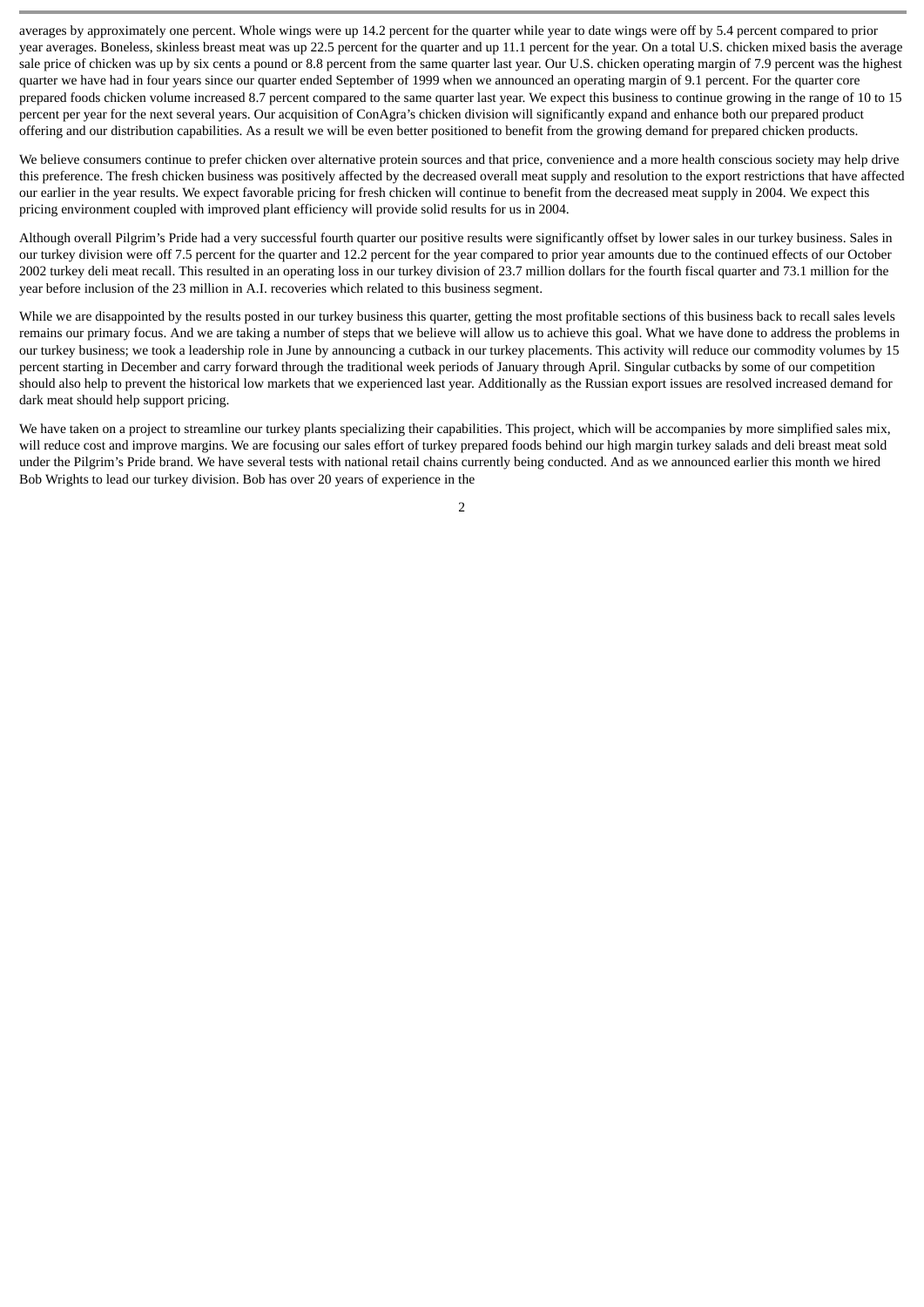averages by approximately one percent. Whole wings were up 14.2 percent for the quarter while year to date wings were off by 5.4 percent compared to prior year averages. Boneless, skinless breast meat was up 22.5 percent for the quarter and up 11.1 percent for the year. On a total U.S. chicken mixed basis the average sale price of chicken was up by six cents a pound or 8.8 percent from the same quarter last year. Our U.S. chicken operating margin of 7.9 percent was the highest quarter we have had in four years since our quarter ended September of 1999 when we announced an operating margin of 9.1 percent. For the quarter core prepared foods chicken volume increased 8.7 percent compared to the same quarter last year. We expect this business to continue growing in the range of 10 to 15 percent per year for the next several years. Our acquisition of ConAgra's chicken division will significantly expand and enhance both our prepared product offering and our distribution capabilities. As a result we will be even better positioned to benefit from the growing demand for prepared chicken products.

We believe consumers continue to prefer chicken over alternative protein sources and that price, convenience and a more health conscious society may help drive this preference. The fresh chicken business was positively affected by the decreased overall meat supply and resolution to the export restrictions that have affected our earlier in the year results. We expect favorable pricing for fresh chicken will continue to benefit from the decreased meat supply in 2004. We expect this pricing environment coupled with improved plant efficiency will provide solid results for us in 2004.

Although overall Pilgrim's Pride had a very successful fourth quarter our positive results were significantly offset by lower sales in our turkey business. Sales in our turkey division were off 7.5 percent for the quarter and 12.2 percent for the year compared to prior year amounts due to the continued effects of our October 2002 turkey deli meat recall. This resulted in an operating loss in our turkey division of 23.7 million dollars for the fourth fiscal quarter and 73.1 million for the year before inclusion of the 23 million in A.I. recoveries which related to this business segment.

While we are disappointed by the results posted in our turkey business this quarter, getting the most profitable sections of this business back to recall sales levels remains our primary focus. And we are taking a number of steps that we believe will allow us to achieve this goal. What we have done to address the problems in our turkey business; we took a leadership role in June by announcing a cutback in our turkey placements. This activity will reduce our commodity volumes by 15 percent starting in December and carry forward through the traditional week periods of January through April. Singular cutbacks by some of our competition should also help to prevent the historical low markets that we experienced last year. Additionally as the Russian export issues are resolved increased demand for dark meat should help support pricing.

We have taken on a project to streamline our turkey plants specializing their capabilities. This project, which will be accompanies by more simplified sales mix, will reduce cost and improve margins. We are focusing our sales effort of turkey prepared foods behind our high margin turkey salads and deli breast meat sold under the Pilgrim's Pride brand. We have several tests with national retail chains currently being conducted. And as we announced earlier this month we hired Bob Wrights to lead our turkey division. Bob has over 20 years of experience in the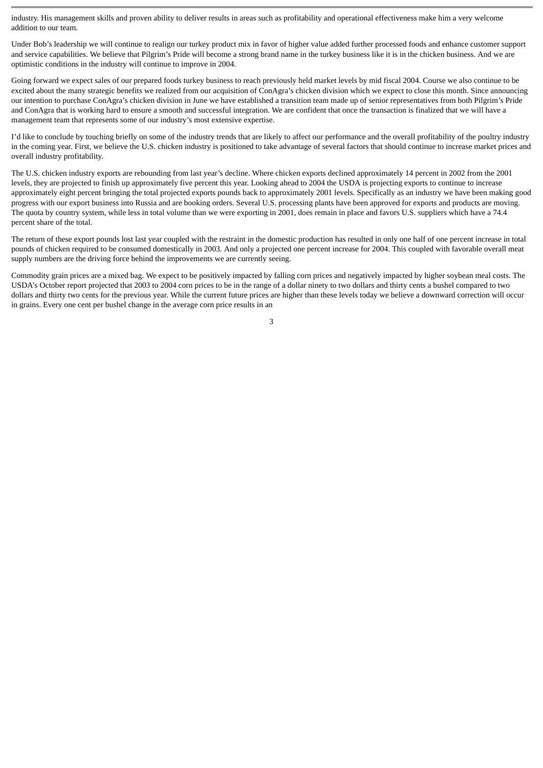industry. His management skills and proven ability to deliver results in areas such as profitability and operational effectiveness make him a very welcome addition to our team.

Under Bob's leadership we will continue to realign our turkey product mix in favor of higher value added further processed foods and enhance customer support and service capabilities. We believe that Pilgrim's Pride will become a strong brand name in the turkey business like it is in the chicken business. And we are optimistic conditions in the industry will continue to improve in 2004.

Going forward we expect sales of our prepared foods turkey business to reach previously held market levels by mid fiscal 2004. Course we also continue to be excited about the many strategic benefits we realized from our acquisition of ConAgra's chicken division which we expect to close this month. Since announcing our intention to purchase ConAgra's chicken division in June we have established a transition team made up of senior representatives from both Pilgrim's Pride and ConAgra that is working hard to ensure a smooth and successful integration. We are confident that once the transaction is finalized that we will have a management team that represents some of our industry's most extensive expertise.

I'd like to conclude by touching briefly on some of the industry trends that are likely to affect our performance and the overall profitability of the poultry industry in the coming year. First, we believe the U.S. chicken industry is positioned to take advantage of several factors that should continue to increase market prices and overall industry profitability.

The U.S. chicken industry exports are rebounding from last year's decline. Where chicken exports declined approximately 14 percent in 2002 from the 2001 levels, they are projected to finish up approximately five percent this year. Looking ahead to 2004 the USDA is projecting exports to continue to increase approximately eight percent bringing the total projected exports pounds back to approximately 2001 levels. Specifically as an industry we have been making good progress with our export business into Russia and are booking orders. Several U.S. processing plants have been approved for exports and products are moving. The quota by country system, while less in total volume than we were exporting in 2001, does remain in place and favors U.S. suppliers which have a 74.4 percent share of the total.

The return of these export pounds lost last year coupled with the restraint in the domestic production has resulted in only one half of one percent increase in total pounds of chicken required to be consumed domestically in 2003. And only a projected one percent increase for 2004. This coupled with favorable overall meat supply numbers are the driving force behind the improvements we are currently seeing.

Commodity grain prices are a mixed bag. We expect to be positively impacted by falling corn prices and negatively impacted by higher soybean meal costs. The USDA's October report projected that 2003 to 2004 corn prices to be in the range of a dollar ninety to two dollars and thirty cents a bushel compared to two dollars and thirty two cents for the previous year. While the current future prices are higher than these levels today we believe a downward correction will occur in grains. Every one cent per bushel change in the average corn price results in an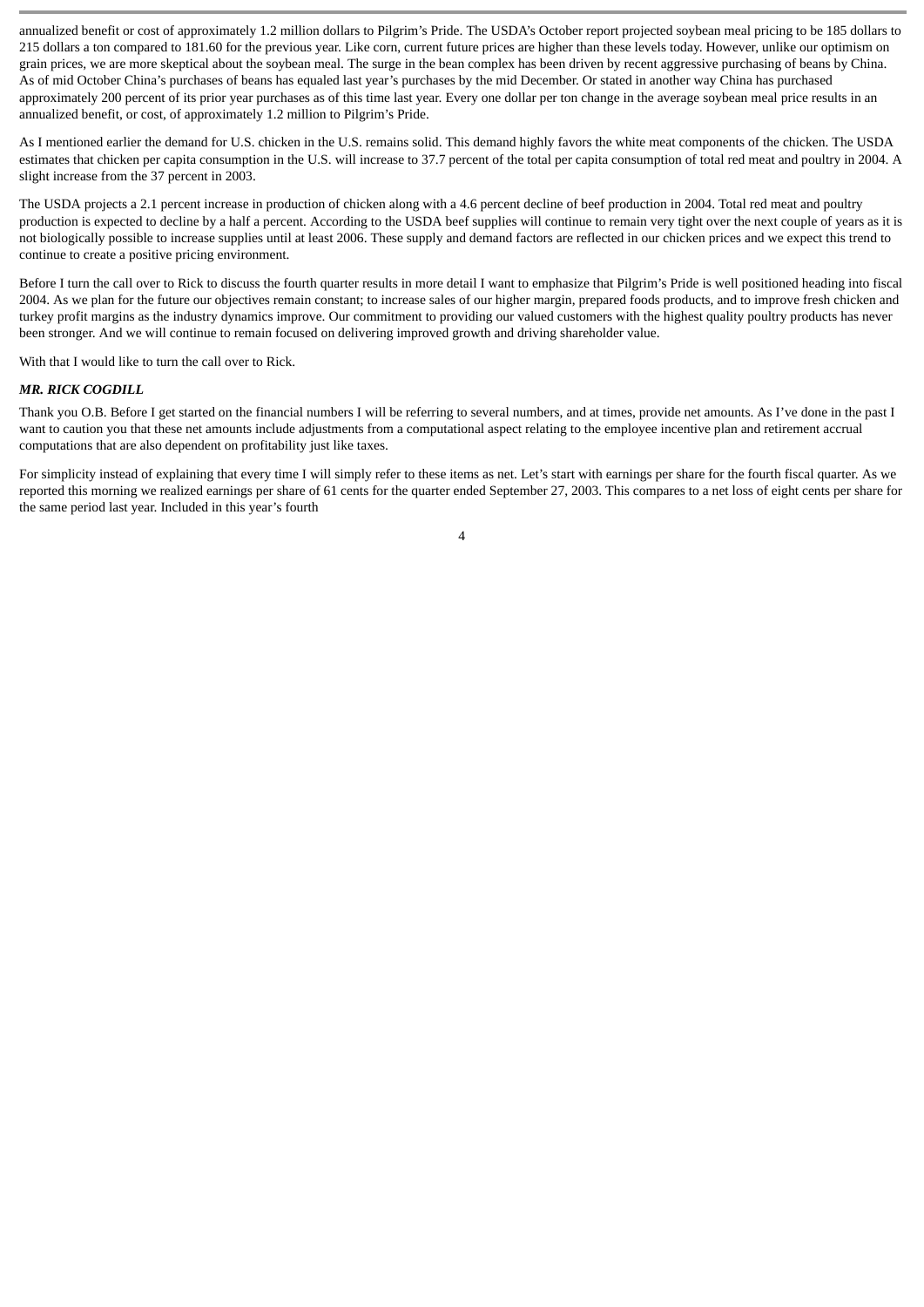annualized benefit or cost of approximately 1.2 million dollars to Pilgrim's Pride. The USDA's October report projected soybean meal pricing to be 185 dollars to 215 dollars a ton compared to 181.60 for the previous year. Like corn, current future prices are higher than these levels today. However, unlike our optimism on grain prices, we are more skeptical about the soybean meal. The surge in the bean complex has been driven by recent aggressive purchasing of beans by China. As of mid October China's purchases of beans has equaled last year's purchases by the mid December. Or stated in another way China has purchased approximately 200 percent of its prior year purchases as of this time last year. Every one dollar per ton change in the average soybean meal price results in an annualized benefit, or cost, of approximately 1.2 million to Pilgrim's Pride.

As I mentioned earlier the demand for U.S. chicken in the U.S. remains solid. This demand highly favors the white meat components of the chicken. The USDA estimates that chicken per capita consumption in the U.S. will increase to 37.7 percent of the total per capita consumption of total red meat and poultry in 2004. A slight increase from the 37 percent in 2003.

The USDA projects a 2.1 percent increase in production of chicken along with a 4.6 percent decline of beef production in 2004. Total red meat and poultry production is expected to decline by a half a percent. According to the USDA beef supplies will continue to remain very tight over the next couple of years as it is not biologically possible to increase supplies until at least 2006. These supply and demand factors are reflected in our chicken prices and we expect this trend to continue to create a positive pricing environment.

Before I turn the call over to Rick to discuss the fourth quarter results in more detail I want to emphasize that Pilgrim's Pride is well positioned heading into fiscal 2004. As we plan for the future our objectives remain constant; to increase sales of our higher margin, prepared foods products, and to improve fresh chicken and turkey profit margins as the industry dynamics improve. Our commitment to providing our valued customers with the highest quality poultry products has never been stronger. And we will continue to remain focused on delivering improved growth and driving shareholder value.

With that I would like to turn the call over to Rick.

***MR. RICK COGDILL***

Thank you O.B. Before I get started on the financial numbers I will be referring to several numbers, and at times, provide net amounts. As I've done in the past I want to caution you that these net amounts include adjustments from a computational aspect relating to the employee incentive plan and retirement accrual computations that are also dependent on profitability just like taxes.

For simplicity instead of explaining that every time I will simply refer to these items as net. Let's start with earnings per share for the fourth fiscal quarter. As we reported this morning we realized earnings per share of 61 cents for the quarter ended September 27, 2003. This compares to a net loss of eight cents per share for the same period last year. Included in this year's fourth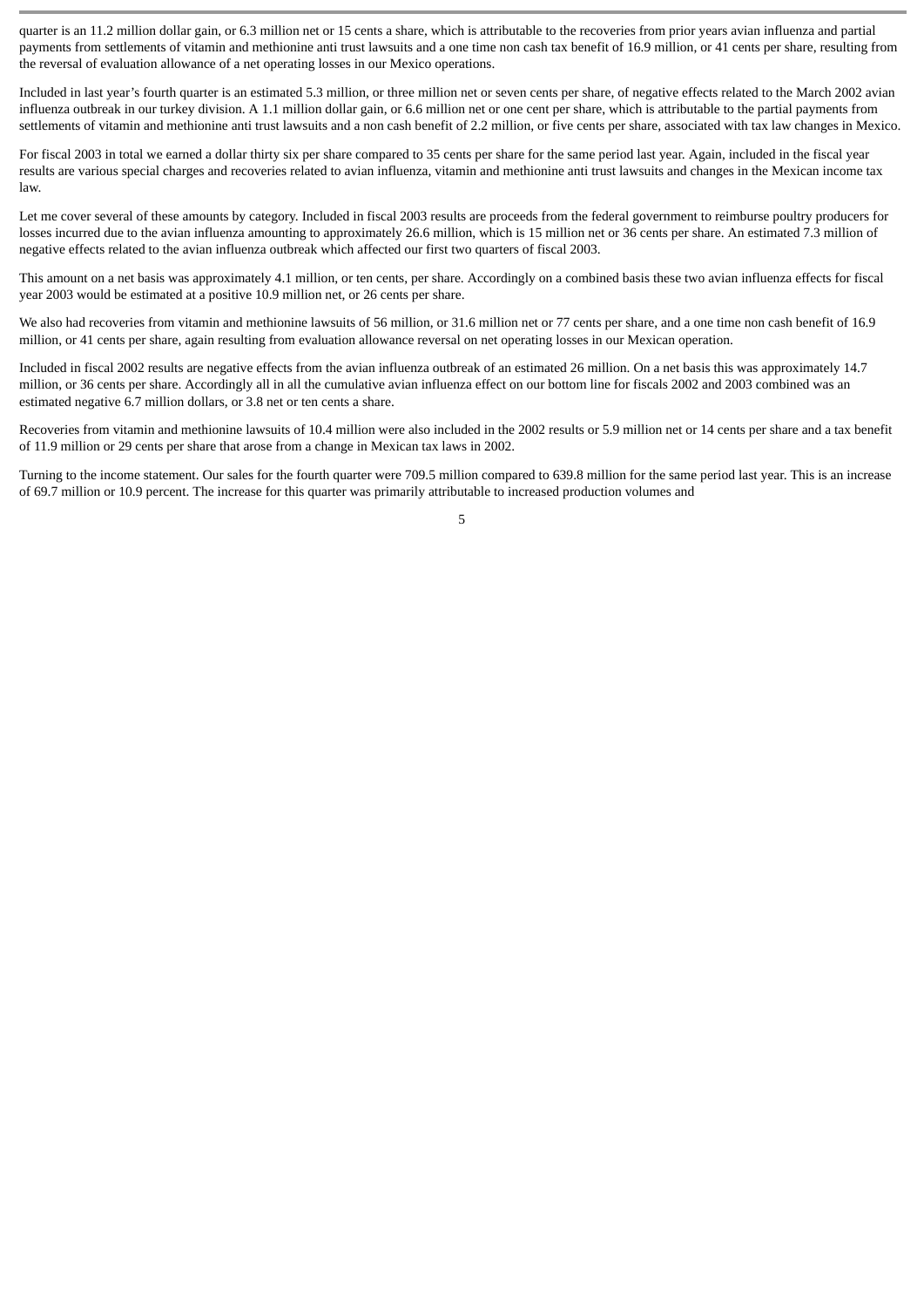quarter is an 11.2 million dollar gain, or 6.3 million net or 15 cents a share, which is attributable to the recoveries from prior years avian influenza and partial payments from settlements of vitamin and methionine anti trust lawsuits and a one time non cash tax benefit of 16.9 million, or 41 cents per share, resulting from the reversal of evaluation allowance of a net operating losses in our Mexico operations.

Included in last year's fourth quarter is an estimated 5.3 million, or three million net or seven cents per share, of negative effects related to the March 2002 avian influenza outbreak in our turkey division. A 1.1 million dollar gain, or 6.6 million net or one cent per share, which is attributable to the partial payments from settlements of vitamin and methionine anti trust lawsuits and a non cash benefit of 2.2 million, or five cents per share, associated with tax law changes in Mexico.

For fiscal 2003 in total we earned a dollar thirty six per share compared to 35 cents per share for the same period last year. Again, included in the fiscal year results are various special charges and recoveries related to avian influenza, vitamin and methionine anti trust lawsuits and changes in the Mexican income tax law.

Let me cover several of these amounts by category. Included in fiscal 2003 results are proceeds from the federal government to reimburse poultry producers for losses incurred due to the avian influenza amounting to approximately 26.6 million, which is 15 million net or 36 cents per share. An estimated 7.3 million of negative effects related to the avian influenza outbreak which affected our first two quarters of fiscal 2003.

This amount on a net basis was approximately 4.1 million, or ten cents, per share. Accordingly on a combined basis these two avian influenza effects for fiscal year 2003 would be estimated at a positive 10.9 million net, or 26 cents per share.

We also had recoveries from vitamin and methionine lawsuits of 56 million, or 31.6 million net or 77 cents per share, and a one time non cash benefit of 16.9 million, or 41 cents per share, again resulting from evaluation allowance reversal on net operating losses in our Mexican operation.

Included in fiscal 2002 results are negative effects from the avian influenza outbreak of an estimated 26 million. On a net basis this was approximately 14.7 million, or 36 cents per share. Accordingly all in all the cumulative avian influenza effect on our bottom line for fiscals 2002 and 2003 combined was an estimated negative 6.7 million dollars, or 3.8 net or ten cents a share.

Recoveries from vitamin and methionine lawsuits of 10.4 million were also included in the 2002 results or 5.9 million net or 14 cents per share and a tax benefit of 11.9 million or 29 cents per share that arose from a change in Mexican tax laws in 2002.

Turning to the income statement. Our sales for the fourth quarter were 709.5 million compared to 639.8 million for the same period last year. This is an increase of 69.7 million or 10.9 percent. The increase for this quarter was primarily attributable to increased production volumes and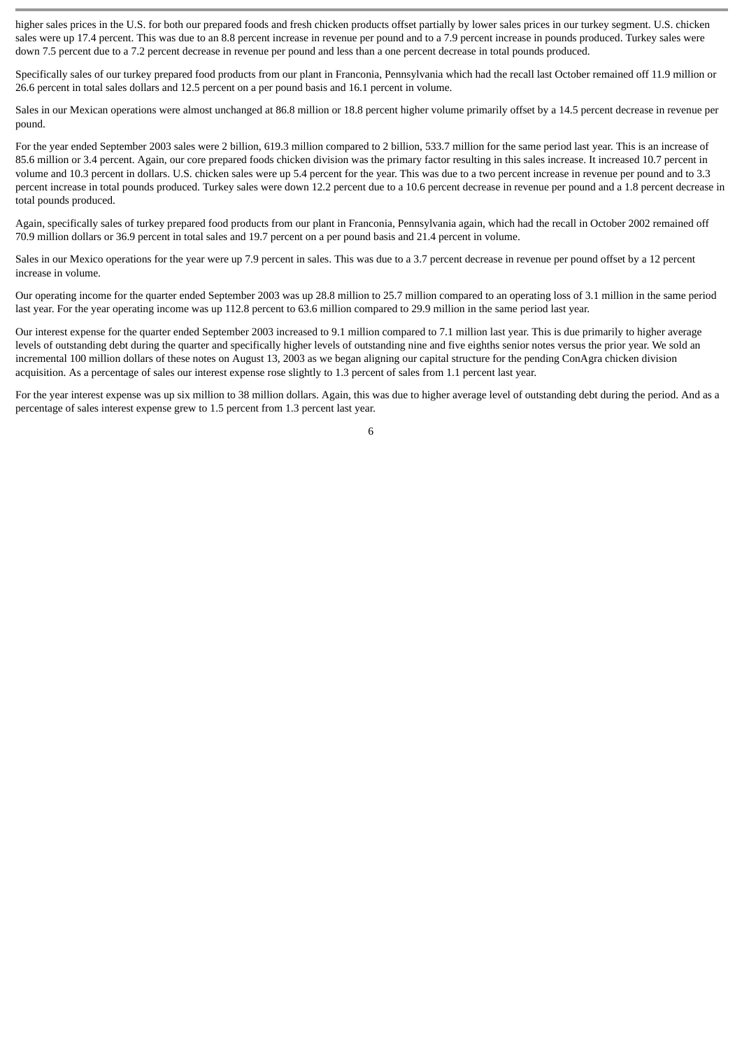higher sales prices in the U.S. for both our prepared foods and fresh chicken products offset partially by lower sales prices in our turkey segment. U.S. chicken sales were up 17.4 percent. This was due to an 8.8 percent increase in revenue per pound and to a 7.9 percent increase in pounds produced. Turkey sales were down 7.5 percent due to a 7.2 percent decrease in revenue per pound and less than a one percent decrease in total pounds produced.

Specifically sales of our turkey prepared food products from our plant in Franconia, Pennsylvania which had the recall last October remained off 11.9 million or 26.6 percent in total sales dollars and 12.5 percent on a per pound basis and 16.1 percent in volume.

Sales in our Mexican operations were almost unchanged at 86.8 million or 18.8 percent higher volume primarily offset by a 14.5 percent decrease in revenue per pound.

For the year ended September 2003 sales were 2 billion, 619.3 million compared to 2 billion, 533.7 million for the same period last year. This is an increase of 85.6 million or 3.4 percent. Again, our core prepared foods chicken division was the primary factor resulting in this sales increase. It increased 10.7 percent in volume and 10.3 percent in dollars. U.S. chicken sales were up 5.4 percent for the year. This was due to a two percent increase in revenue per pound and to 3.3 percent increase in total pounds produced. Turkey sales were down 12.2 percent due to a 10.6 percent decrease in revenue per pound and a 1.8 percent decrease in total pounds produced.

Again, specifically sales of turkey prepared food products from our plant in Franconia, Pennsylvania again, which had the recall in October 2002 remained off 70.9 million dollars or 36.9 percent in total sales and 19.7 percent on a per pound basis and 21.4 percent in volume.

Sales in our Mexico operations for the year were up 7.9 percent in sales. This was due to a 3.7 percent decrease in revenue per pound offset by a 12 percent increase in volume.

Our operating income for the quarter ended September 2003 was up 28.8 million to 25.7 million compared to an operating loss of 3.1 million in the same period last year. For the year operating income was up 112.8 percent to 63.6 million compared to 29.9 million in the same period last year.

Our interest expense for the quarter ended September 2003 increased to 9.1 million compared to 7.1 million last year. This is due primarily to higher average levels of outstanding debt during the quarter and specifically higher levels of outstanding nine and five eighths senior notes versus the prior year. We sold an incremental 100 million dollars of these notes on August 13, 2003 as we began aligning our capital structure for the pending ConAgra chicken division acquisition. As a percentage of sales our interest expense rose slightly to 1.3 percent of sales from 1.1 percent last year.

For the year interest expense was up six million to 38 million dollars. Again, this was due to higher average level of outstanding debt during the period. And as a percentage of sales interest expense grew to 1.5 percent from 1.3 percent last year.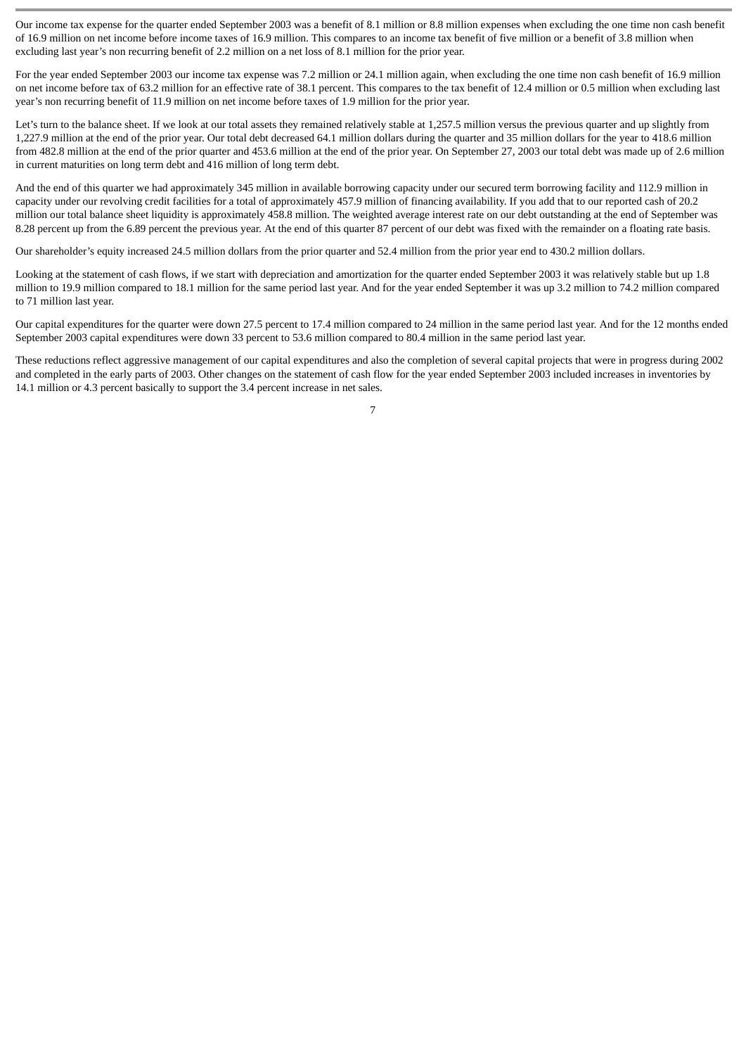Our income tax expense for the quarter ended September 2003 was a benefit of 8.1 million or 8.8 million expenses when excluding the one time non cash benefit of 16.9 million on net income before income taxes of 16.9 million. This compares to an income tax benefit of five million or a benefit of 3.8 million when excluding last year's non recurring benefit of 2.2 million on a net loss of 8.1 million for the prior year.

For the year ended September 2003 our income tax expense was 7.2 million or 24.1 million again, when excluding the one time non cash benefit of 16.9 million on net income before tax of 63.2 million for an effective rate of 38.1 percent. This compares to the tax benefit of 12.4 million or 0.5 million when excluding last year's non recurring benefit of 11.9 million on net income before taxes of 1.9 million for the prior year.

Let's turn to the balance sheet. If we look at our total assets they remained relatively stable at 1,257.5 million versus the previous quarter and up slightly from 1,227.9 million at the end of the prior year. Our total debt decreased 64.1 million dollars during the quarter and 35 million dollars for the year to 418.6 million from 482.8 million at the end of the prior quarter and 453.6 million at the end of the prior year. On September 27, 2003 our total debt was made up of 2.6 million in current maturities on long term debt and 416 million of long term debt.

And the end of this quarter we had approximately 345 million in available borrowing capacity under our secured term borrowing facility and 112.9 million in capacity under our revolving credit facilities for a total of approximately 457.9 million of financing availability. If you add that to our reported cash of 20.2 million our total balance sheet liquidity is approximately 458.8 million. The weighted average interest rate on our debt outstanding at the end of September was 8.28 percent up from the 6.89 percent the previous year. At the end of this quarter 87 percent of our debt was fixed with the remainder on a floating rate basis.

Our shareholder's equity increased 24.5 million dollars from the prior quarter and 52.4 million from the prior year end to 430.2 million dollars.

Looking at the statement of cash flows, if we start with depreciation and amortization for the quarter ended September 2003 it was relatively stable but up 1.8 million to 19.9 million compared to 18.1 million for the same period last year. And for the year ended September it was up 3.2 million to 74.2 million compared to 71 million last year.

Our capital expenditures for the quarter were down 27.5 percent to 17.4 million compared to 24 million in the same period last year. And for the 12 months ended September 2003 capital expenditures were down 33 percent to 53.6 million compared to 80.4 million in the same period last year.

These reductions reflect aggressive management of our capital expenditures and also the completion of several capital projects that were in progress during 2002 and completed in the early parts of 2003. Other changes on the statement of cash flow for the year ended September 2003 included increases in inventories by 14.1 million or 4.3 percent basically to support the 3.4 percent increase in net sales.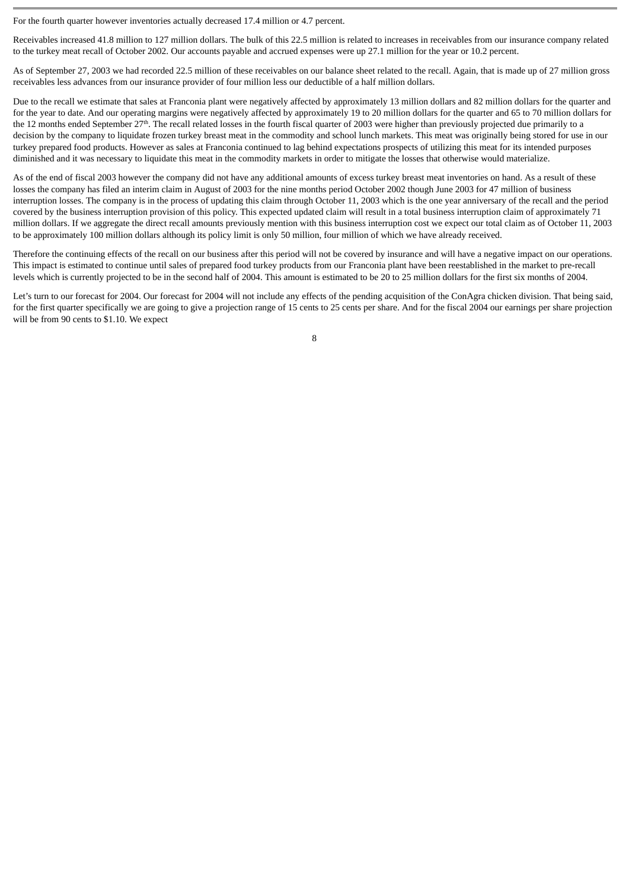For the fourth quarter however inventories actually decreased 17.4 million or 4.7 percent.

Receivables increased 41.8 million to 127 million dollars. The bulk of this 22.5 million is related to increases in receivables from our insurance company related to the turkey meat recall of October 2002. Our accounts payable and accrued expenses were up 27.1 million for the year or 10.2 percent.

As of September 27, 2003 we had recorded 22.5 million of these receivables on our balance sheet related to the recall. Again, that is made up of 27 million gross receivables less advances from our insurance provider of four million less our deductible of a half million dollars.

Due to the recall we estimate that sales at Franconia plant were negatively affected by approximately 13 million dollars and 82 million dollars for the quarter and for the year to date. And our operating margins were negatively affected by approximately 19 to 20 million dollars for the quarter and 65 to 70 million dollars for the 12 months ended September 27th. The recall related losses in the fourth fiscal quarter of 2003 were higher than previously projected due primarily to a decision by the company to liquidate frozen turkey breast meat in the commodity and school lunch markets. This meat was originally being stored for use in our turkey prepared food products. However as sales at Franconia continued to lag behind expectations prospects of utilizing this meat for its intended purposes diminished and it was necessary to liquidate this meat in the commodity markets in order to mitigate the losses that otherwise would materialize.

As of the end of fiscal 2003 however the company did not have any additional amounts of excess turkey breast meat inventories on hand. As a result of these losses the company has filed an interim claim in August of 2003 for the nine months period October 2002 though June 2003 for 47 million of business interruption losses. The company is in the process of updating this claim through October 11, 2003 which is the one year anniversary of the recall and the period covered by the business interruption provision of this policy. This expected updated claim will result in a total business interruption claim of approximately 71 million dollars. If we aggregate the direct recall amounts previously mention with this business interruption cost we expect our total claim as of October 11, 2003 to be approximately 100 million dollars although its policy limit is only 50 million, four million of which we have already received.

Therefore the continuing effects of the recall on our business after this period will not be covered by insurance and will have a negative impact on our operations. This impact is estimated to continue until sales of prepared food turkey products from our Franconia plant have been reestablished in the market to pre-recall levels which is currently projected to be in the second half of 2004. This amount is estimated to be 20 to 25 million dollars for the first six months of 2004.

Let's turn to our forecast for 2004. Our forecast for 2004 will not include any effects of the pending acquisition of the ConAgra chicken division. That being said, for the first quarter specifically we are going to give a projection range of 15 cents to 25 cents per share. And for the fiscal 2004 our earnings per share projection will be from 90 cents to $1.10. We expect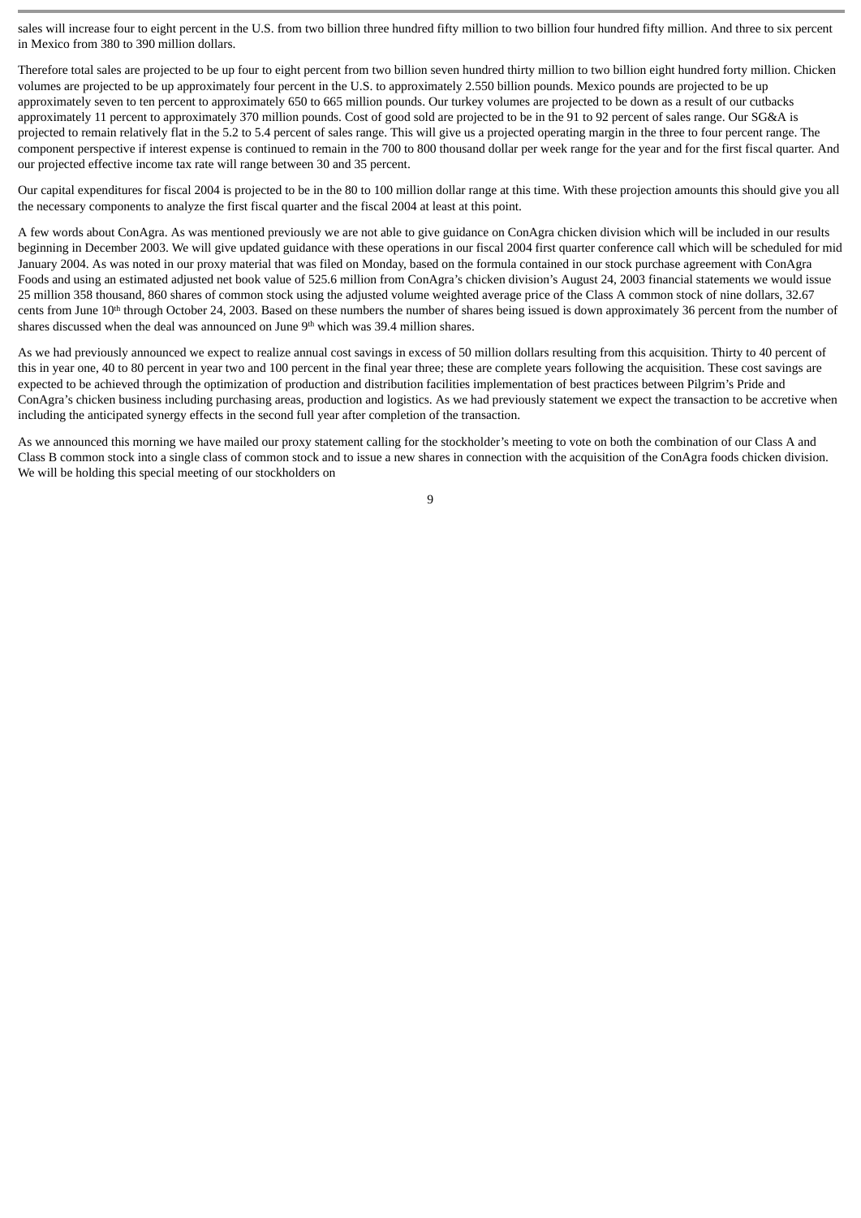sales will increase four to eight percent in the U.S. from two billion three hundred fifty million to two billion four hundred fifty million. And three to six percent in Mexico from 380 to 390 million dollars.

Therefore total sales are projected to be up four to eight percent from two billion seven hundred thirty million to two billion eight hundred forty million. Chicken volumes are projected to be up approximately four percent in the U.S. to approximately 2.550 billion pounds. Mexico pounds are projected to be up approximately seven to ten percent to approximately 650 to 665 million pounds. Our turkey volumes are projected to be down as a result of our cutbacks approximately 11 percent to approximately 370 million pounds. Cost of good sold are projected to be in the 91 to 92 percent of sales range. Our SG&A is projected to remain relatively flat in the 5.2 to 5.4 percent of sales range. This will give us a projected operating margin in the three to four percent range. The component perspective if interest expense is continued to remain in the 700 to 800 thousand dollar per week range for the year and for the first fiscal quarter. And our projected effective income tax rate will range between 30 and 35 percent.

Our capital expenditures for fiscal 2004 is projected to be in the 80 to 100 million dollar range at this time. With these projection amounts this should give you all the necessary components to analyze the first fiscal quarter and the fiscal 2004 at least at this point.

A few words about ConAgra. As was mentioned previously we are not able to give guidance on ConAgra chicken division which will be included in our results beginning in December 2003. We will give updated guidance with these operations in our fiscal 2004 first quarter conference call which will be scheduled for mid January 2004. As was noted in our proxy material that was filed on Monday, based on the formula contained in our stock purchase agreement with ConAgra Foods and using an estimated adjusted net book value of 525.6 million from ConAgra's chicken division's August 24, 2003 financial statements we would issue 25 million 358 thousand, 860 shares of common stock using the adjusted volume weighted average price of the Class A common stock of nine dollars, 32.67 cents from June 10th through October 24, 2003. Based on these numbers the number of shares being issued is down approximately 36 percent from the number of shares discussed when the deal was announced on June 9th which was 39.4 million shares.

As we had previously announced we expect to realize annual cost savings in excess of 50 million dollars resulting from this acquisition. Thirty to 40 percent of this in year one, 40 to 80 percent in year two and 100 percent in the final year three; these are complete years following the acquisition. These cost savings are expected to be achieved through the optimization of production and distribution facilities implementation of best practices between Pilgrim's Pride and ConAgra's chicken business including purchasing areas, production and logistics. As we had previously statement we expect the transaction to be accretive when including the anticipated synergy effects in the second full year after completion of the transaction.

As we announced this morning we have mailed our proxy statement calling for the stockholder's meeting to vote on both the combination of our Class A and Class B common stock into a single class of common stock and to issue a new shares in connection with the acquisition of the ConAgra foods chicken division. We will be holding this special meeting of our stockholders on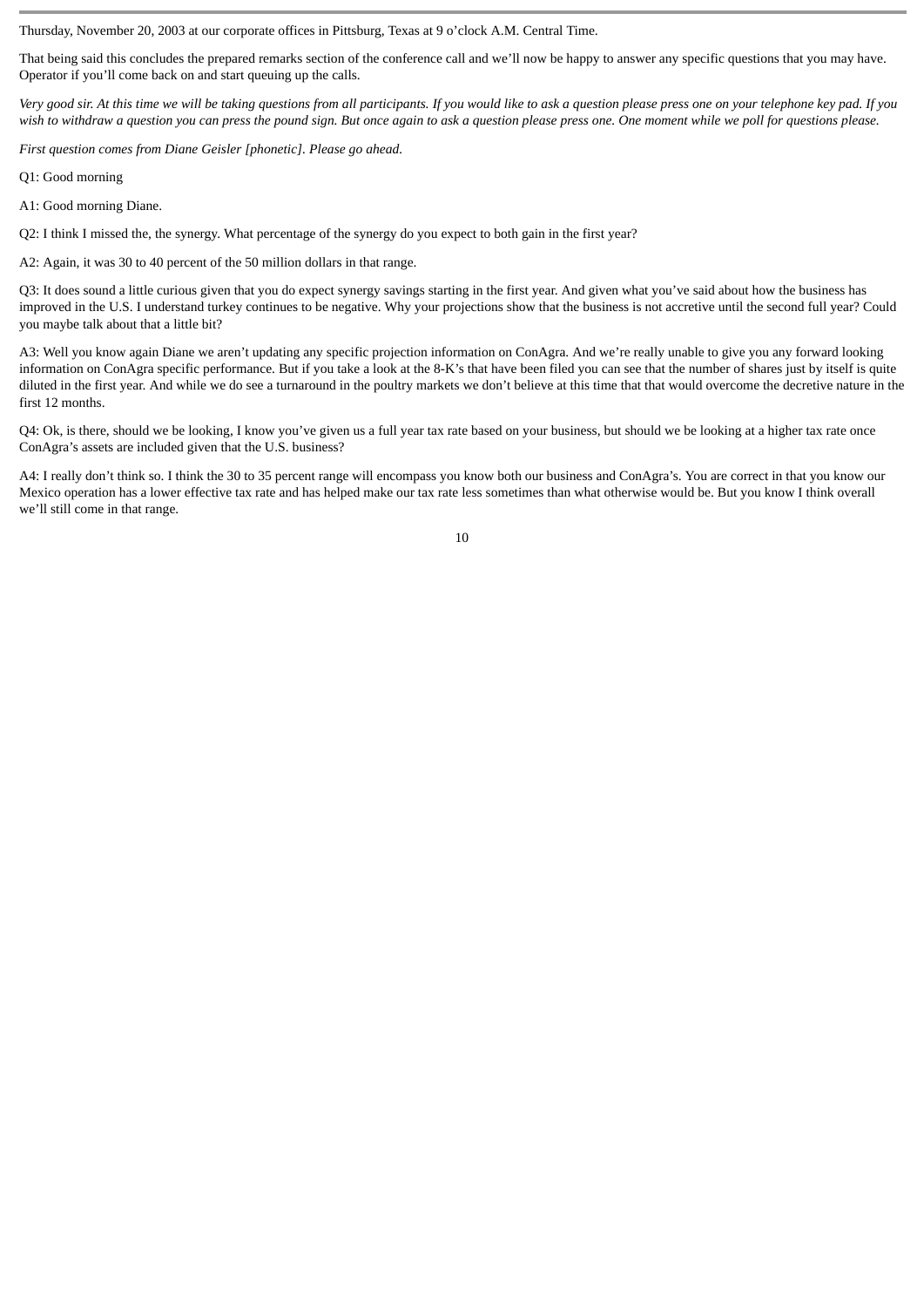Thursday, November 20, 2003 at our corporate offices in Pittsburg, Texas at 9 o'clock A.M. Central Time.

That being said this concludes the prepared remarks section of the conference call and we'll now be happy to answer any specific questions that you may have. Operator if you'll come back on and start queuing up the calls.

*Very good sir. At this time we will be taking questions from all participants. If you would like to ask a question please press one on your telephone key pad. If you wish to withdraw a question you can press the pound sign. But once again to ask a question please press one. One moment while we poll for questions please.*

*First question comes from Diane Geisler [phonetic]. Please go ahead.*

Q1: Good morning

A1: Good morning Diane.

Q2: I think I missed the, the synergy. What percentage of the synergy do you expect to both gain in the first year?

A2: Again, it was 30 to 40 percent of the 50 million dollars in that range.

Q3: It does sound a little curious given that you do expect synergy savings starting in the first year. And given what you've said about how the business has improved in the U.S. I understand turkey continues to be negative. Why your projections show that the business is not accretive until the second full year? Could you maybe talk about that a little bit?

A3: Well you know again Diane we aren't updating any specific projection information on ConAgra. And we're really unable to give you any forward looking information on ConAgra specific performance. But if you take a look at the 8-K's that have been filed you can see that the number of shares just by itself is quite diluted in the first year. And while we do see a turnaround in the poultry markets we don't believe at this time that that would overcome the decretive nature in the first 12 months.

Q4: Ok, is there, should we be looking, I know you've given us a full year tax rate based on your business, but should we be looking at a higher tax rate once ConAgra's assets are included given that the U.S. business?

A4: I really don't think so. I think the 30 to 35 percent range will encompass you know both our business and ConAgra's. You are correct in that you know our Mexico operation has a lower effective tax rate and has helped make our tax rate less sometimes than what otherwise would be. But you know I think overall we'll still come in that range.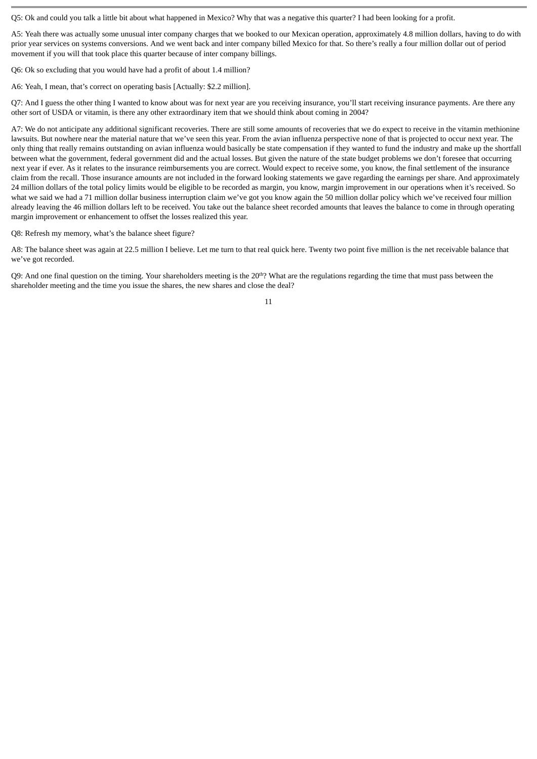Q5: Ok and could you talk a little bit about what happened in Mexico? Why that was a negative this quarter? I had been looking for a profit.

A5: Yeah there was actually some unusual inter company charges that we booked to our Mexican operation, approximately 4.8 million dollars, having to do with prior year services on systems conversions. And we went back and inter company billed Mexico for that. So there's really a four million dollar out of period movement if you will that took place this quarter because of inter company billings.

Q6: Ok so excluding that you would have had a profit of about 1.4 million?

A6: Yeah, I mean, that's correct on operating basis [Actually: $2.2 million].

Q7: And I guess the other thing I wanted to know about was for next year are you receiving insurance, you'll start receiving insurance payments. Are there any other sort of USDA or vitamin, is there any other extraordinary item that we should think about coming in 2004?

A7: We do not anticipate any additional significant recoveries. There are still some amounts of recoveries that we do expect to receive in the vitamin methionine lawsuits. But nowhere near the material nature that we've seen this year. From the avian influenza perspective none of that is projected to occur next year. The only thing that really remains outstanding on avian influenza would basically be state compensation if they wanted to fund the industry and make up the shortfall between what the government, federal government did and the actual losses. But given the nature of the state budget problems we don't foresee that occurring next year if ever. As it relates to the insurance reimbursements you are correct. Would expect to receive some, you know, the final settlement of the insurance claim from the recall. Those insurance amounts are not included in the forward looking statements we gave regarding the earnings per share. And approximately 24 million dollars of the total policy limits would be eligible to be recorded as margin, you know, margin improvement in our operations when it's received. So what we said we had a 71 million dollar business interruption claim we've got you know again the 50 million dollar policy which we've received four million already leaving the 46 million dollars left to be received. You take out the balance sheet recorded amounts that leaves the balance to come in through operating margin improvement or enhancement to offset the losses realized this year.

Q8: Refresh my memory, what's the balance sheet figure?

A8: The balance sheet was again at 22.5 million I believe. Let me turn to that real quick here. Twenty two point five million is the net receivable balance that we've got recorded.

Q9: And one final question on the timing. Your shareholders meeting is the 20th? What are the regulations regarding the time that must pass between the shareholder meeting and the time you issue the shares, the new shares and close the deal?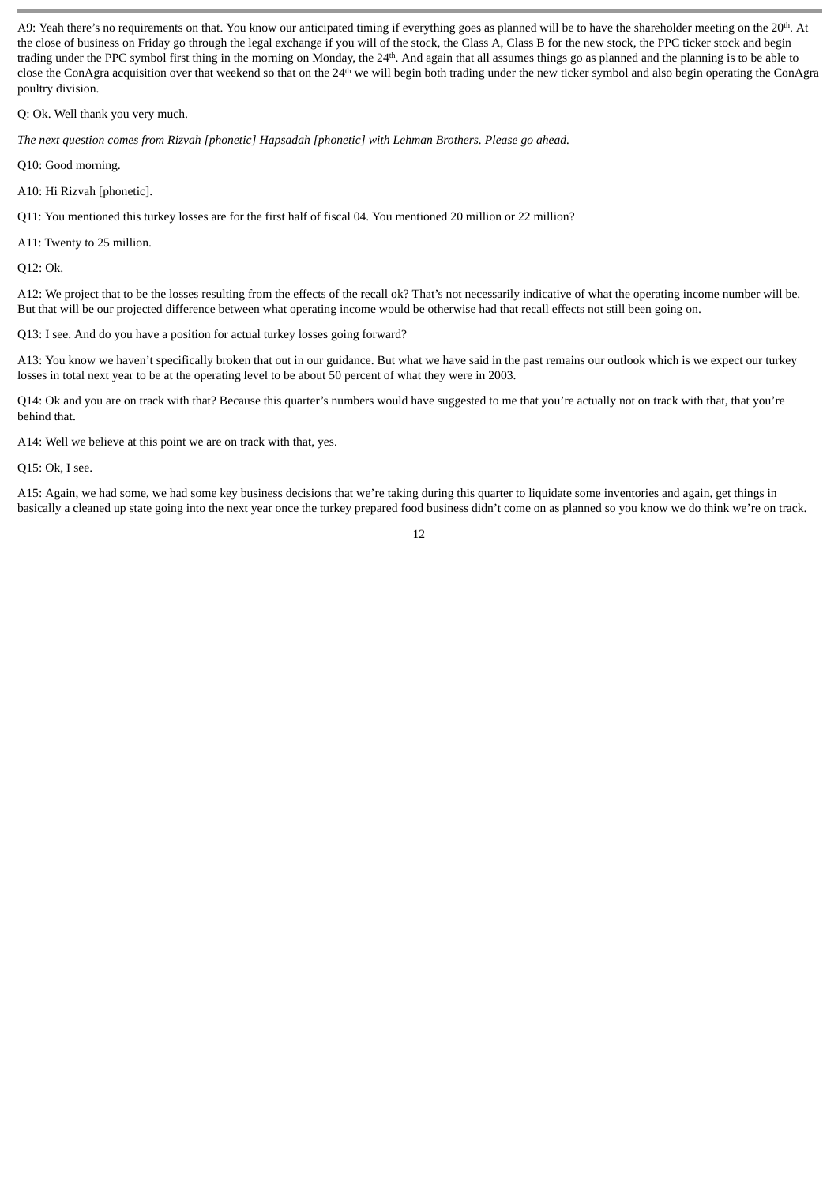A9: Yeah there's no requirements on that. You know our anticipated timing if everything goes as planned will be to have the shareholder meeting on the 20th. At the close of business on Friday go through the legal exchange if you will of the stock, the Class A, Class B for the new stock, the PPC ticker stock and begin trading under the PPC symbol first thing in the morning on Monday, the 24th. And again that all assumes things go as planned and the planning is to be able to close the ConAgra acquisition over that weekend so that on the 24th we will begin both trading under the new ticker symbol and also begin operating the ConAgra poultry division.

Q: Ok. Well thank you very much.

*The next question comes from Rizvah [phonetic] Hapsadah [phonetic] with Lehman Brothers. Please go ahead.*

Q10: Good morning.

A10: Hi Rizvah [phonetic].

Q11: You mentioned this turkey losses are for the first half of fiscal 04. You mentioned 20 million or 22 million?

A11: Twenty to 25 million.

Q12: Ok.

A12: We project that to be the losses resulting from the effects of the recall ok? That's not necessarily indicative of what the operating income number will be. But that will be our projected difference between what operating income would be otherwise had that recall effects not still been going on.

Q13: I see. And do you have a position for actual turkey losses going forward?

A13: You know we haven't specifically broken that out in our guidance. But what we have said in the past remains our outlook which is we expect our turkey losses in total next year to be at the operating level to be about 50 percent of what they were in 2003.

Q14: Ok and you are on track with that? Because this quarter's numbers would have suggested to me that you're actually not on track with that, that you're behind that.

A14: Well we believe at this point we are on track with that, yes.

Q15: Ok, I see.

A15: Again, we had some, we had some key business decisions that we're taking during this quarter to liquidate some inventories and again, get things in basically a cleaned up state going into the next year once the turkey prepared food business didn't come on as planned so you know we do think we're on track.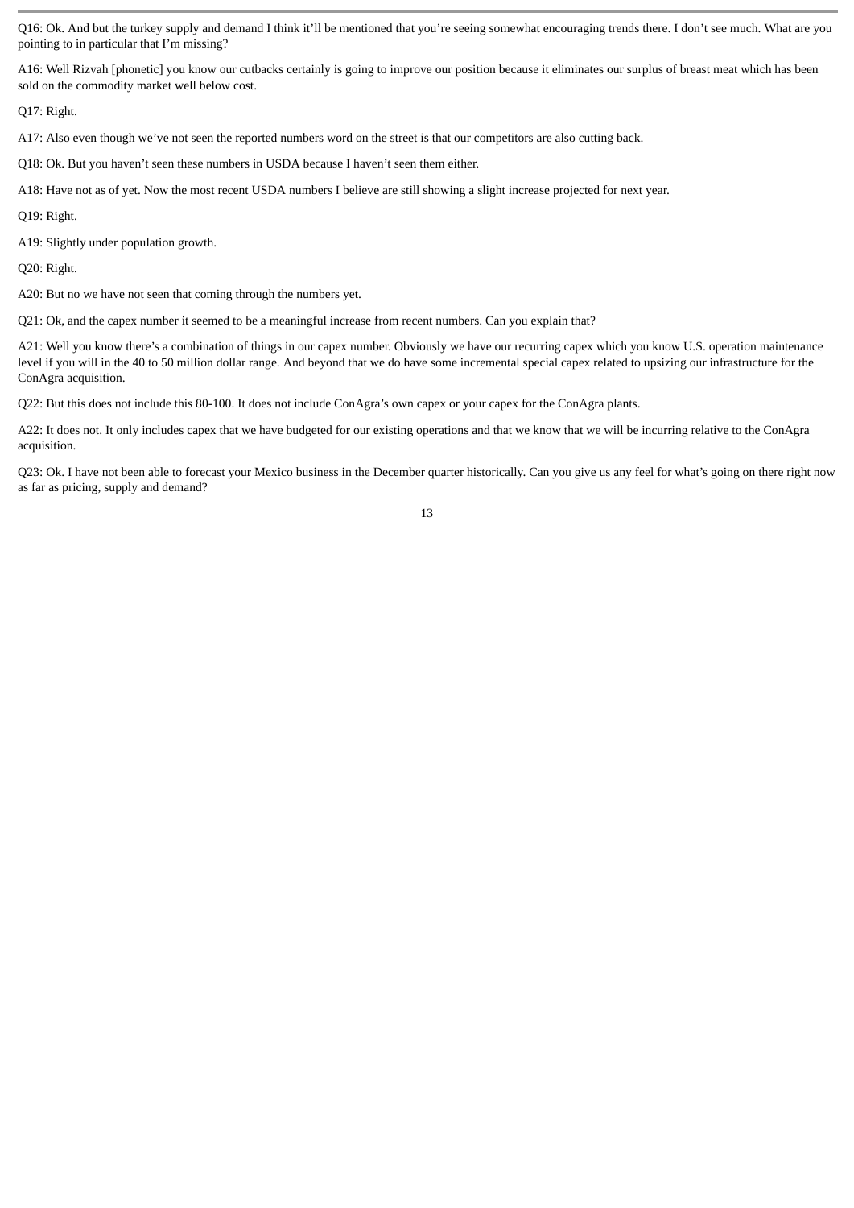Q16: Ok. And but the turkey supply and demand I think it'll be mentioned that you're seeing somewhat encouraging trends there. I don't see much. What are you pointing to in particular that I'm missing?

A16: Well Rizvah [phonetic] you know our cutbacks certainly is going to improve our position because it eliminates our surplus of breast meat which has been sold on the commodity market well below cost.

Q17: Right.

A17: Also even though we've not seen the reported numbers word on the street is that our competitors are also cutting back.

Q18: Ok. But you haven't seen these numbers in USDA because I haven't seen them either.

A18: Have not as of yet. Now the most recent USDA numbers I believe are still showing a slight increase projected for next year.

Q19: Right.

A19: Slightly under population growth.

Q20: Right.

A20: But no we have not seen that coming through the numbers yet.

Q21: Ok, and the capex number it seemed to be a meaningful increase from recent numbers. Can you explain that?

A21: Well you know there's a combination of things in our capex number. Obviously we have our recurring capex which you know U.S. operation maintenance level if you will in the 40 to 50 million dollar range. And beyond that we do have some incremental special capex related to upsizing our infrastructure for the ConAgra acquisition.

Q22: But this does not include this 80-100. It does not include ConAgra's own capex or your capex for the ConAgra plants.

A22: It does not. It only includes capex that we have budgeted for our existing operations and that we know that we will be incurring relative to the ConAgra acquisition.

Q23: Ok. I have not been able to forecast your Mexico business in the December quarter historically. Can you give us any feel for what's going on there right now as far as pricing, supply and demand?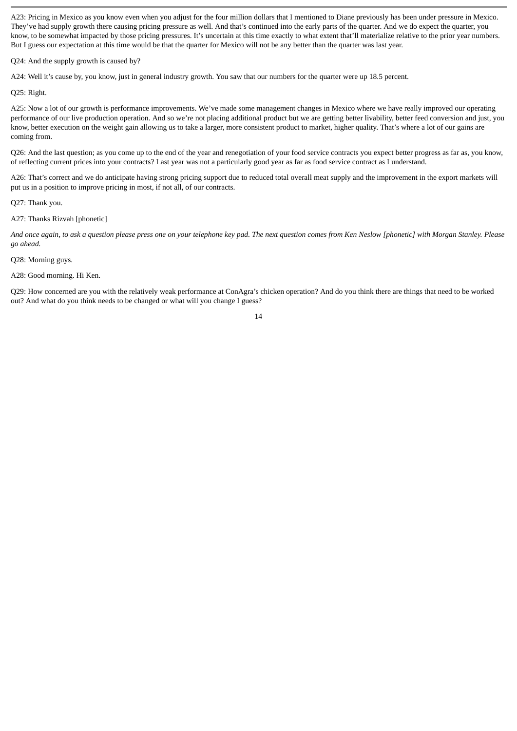A23: Pricing in Mexico as you know even when you adjust for the four million dollars that I mentioned to Diane previously has been under pressure in Mexico. They've had supply growth there causing pricing pressure as well. And that's continued into the early parts of the quarter. And we do expect the quarter, you know, to be somewhat impacted by those pricing pressures. It's uncertain at this time exactly to what extent that'll materialize relative to the prior year numbers. But I guess our expectation at this time would be that the quarter for Mexico will not be any better than the quarter was last year.

Q24: And the supply growth is caused by?

A24: Well it's cause by, you know, just in general industry growth. You saw that our numbers for the quarter were up 18.5 percent.

Q25: Right.

A25: Now a lot of our growth is performance improvements. We've made some management changes in Mexico where we have really improved our operating performance of our live production operation. And so we're not placing additional product but we are getting better livability, better feed conversion and just, you know, better execution on the weight gain allowing us to take a larger, more consistent product to market, higher quality. That's where a lot of our gains are coming from.

Q26: And the last question; as you come up to the end of the year and renegotiation of your food service contracts you expect better progress as far as, you know, of reflecting current prices into your contracts? Last year was not a particularly good year as far as food service contract as I understand.

A26: That's correct and we do anticipate having strong pricing support due to reduced total overall meat supply and the improvement in the export markets will put us in a position to improve pricing in most, if not all, of our contracts.

Q27: Thank you.

A27: Thanks Rizvah [phonetic]

*And once again, to ask a question please press one on your telephone key pad. The next question comes from Ken Neslow [phonetic] with Morgan Stanley. Please go ahead.*

Q28: Morning guys.

A28: Good morning. Hi Ken.

Q29: How concerned are you with the relatively weak performance at ConAgra's chicken operation? And do you think there are things that need to be worked out? And what do you think needs to be changed or what will you change I guess?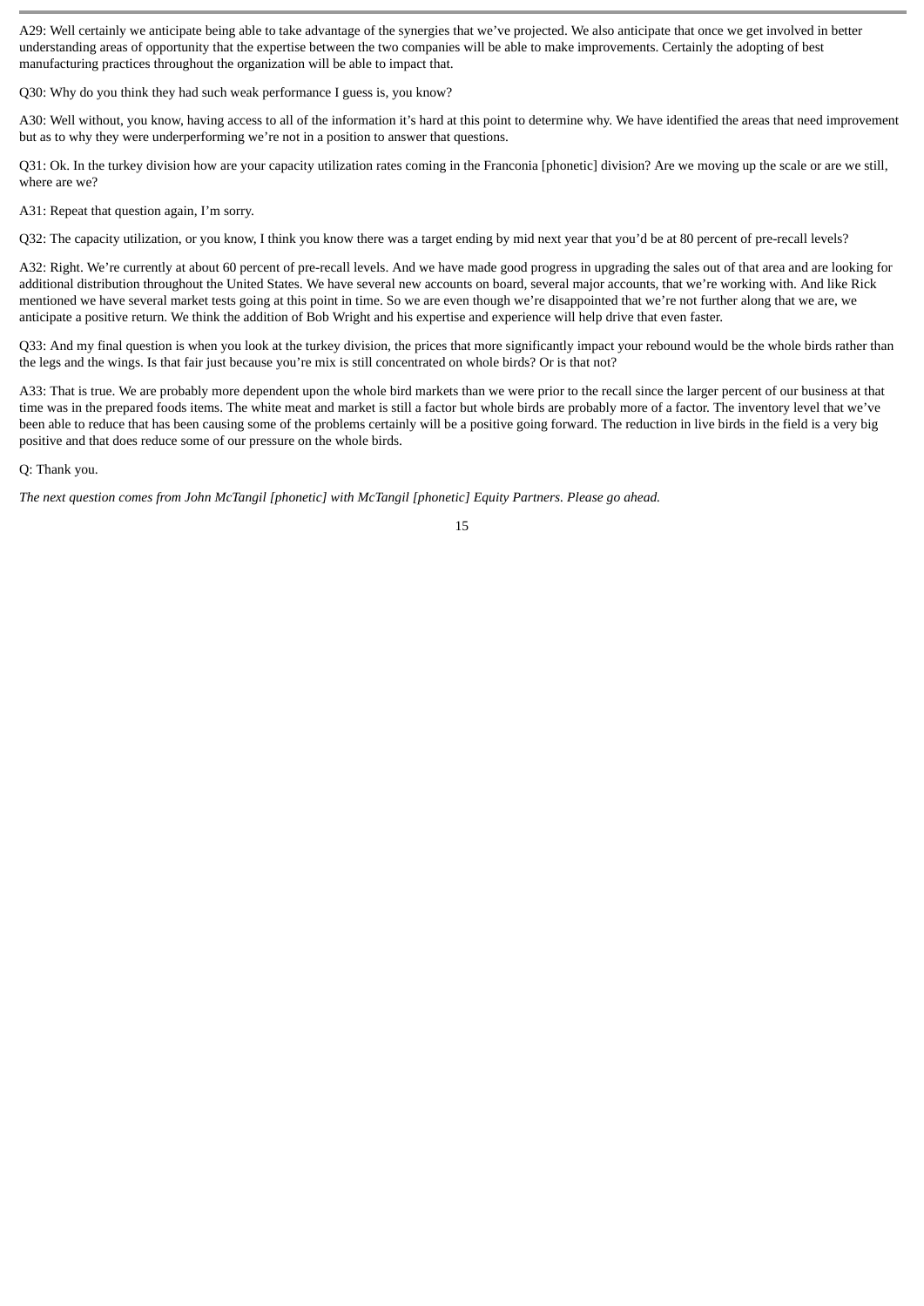A29: Well certainly we anticipate being able to take advantage of the synergies that we've projected. We also anticipate that once we get involved in better understanding areas of opportunity that the expertise between the two companies will be able to make improvements. Certainly the adopting of best manufacturing practices throughout the organization will be able to impact that.

Q30: Why do you think they had such weak performance I guess is, you know?

A30: Well without, you know, having access to all of the information it's hard at this point to determine why. We have identified the areas that need improvement but as to why they were underperforming we're not in a position to answer that questions.

Q31: Ok. In the turkey division how are your capacity utilization rates coming in the Franconia [phonetic] division? Are we moving up the scale or are we still, where are we?

A31: Repeat that question again, I'm sorry.

Q32: The capacity utilization, or you know, I think you know there was a target ending by mid next year that you'd be at 80 percent of pre-recall levels?

A32: Right. We're currently at about 60 percent of pre-recall levels. And we have made good progress in upgrading the sales out of that area and are looking for additional distribution throughout the United States. We have several new accounts on board, several major accounts, that we're working with. And like Rick mentioned we have several market tests going at this point in time. So we are even though we're disappointed that we're not further along that we are, we anticipate a positive return. We think the addition of Bob Wright and his expertise and experience will help drive that even faster.

Q33: And my final question is when you look at the turkey division, the prices that more significantly impact your rebound would be the whole birds rather than the legs and the wings. Is that fair just because you're mix is still concentrated on whole birds? Or is that not?

A33: That is true. We are probably more dependent upon the whole bird markets than we were prior to the recall since the larger percent of our business at that time was in the prepared foods items. The white meat and market is still a factor but whole birds are probably more of a factor. The inventory level that we've been able to reduce that has been causing some of the problems certainly will be a positive going forward. The reduction in live birds in the field is a very big positive and that does reduce some of our pressure on the whole birds.

Q: Thank you.

*The next question comes from John McTangil [phonetic] with McTangil [phonetic] Equity Partners. Please go ahead.*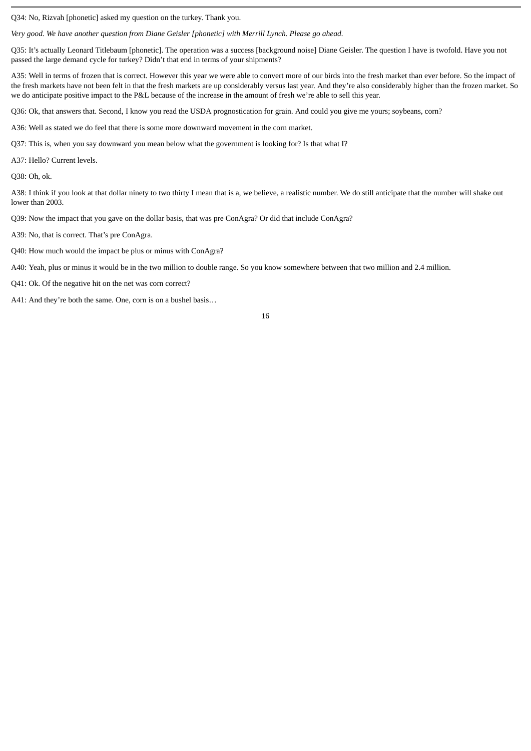Q34: No, Rizvah [phonetic] asked my question on the turkey. Thank you.

*Very good. We have another question from Diane Geisler [phonetic] with Merrill Lynch. Please go ahead.*

Q35: It's actually Leonard Titlebaum [phonetic]. The operation was a success [background noise] Diane Geisler. The question I have is twofold. Have you not passed the large demand cycle for turkey? Didn't that end in terms of your shipments?

A35: Well in terms of frozen that is correct. However this year we were able to convert more of our birds into the fresh market than ever before. So the impact of the fresh markets have not been felt in that the fresh markets are up considerably versus last year. And they're also considerably higher than the frozen market. So we do anticipate positive impact to the P&L because of the increase in the amount of fresh we're able to sell this year.

Q36: Ok, that answers that. Second, I know you read the USDA prognostication for grain. And could you give me yours; soybeans, corn?

A36: Well as stated we do feel that there is some more downward movement in the corn market.

Q37: This is, when you say downward you mean below what the government is looking for? Is that what I?

A37: Hello? Current levels.

Q38: Oh, ok.

A38: I think if you look at that dollar ninety to two thirty I mean that is a, we believe, a realistic number. We do still anticipate that the number will shake out lower than 2003.

Q39: Now the impact that you gave on the dollar basis, that was pre ConAgra? Or did that include ConAgra?

A39: No, that is correct. That's pre ConAgra.

Q40: How much would the impact be plus or minus with ConAgra?

A40: Yeah, plus or minus it would be in the two million to double range. So you know somewhere between that two million and 2.4 million.

Q41: Ok. Of the negative hit on the net was corn correct?

A41: And they're both the same. One, corn is on a bushel basis…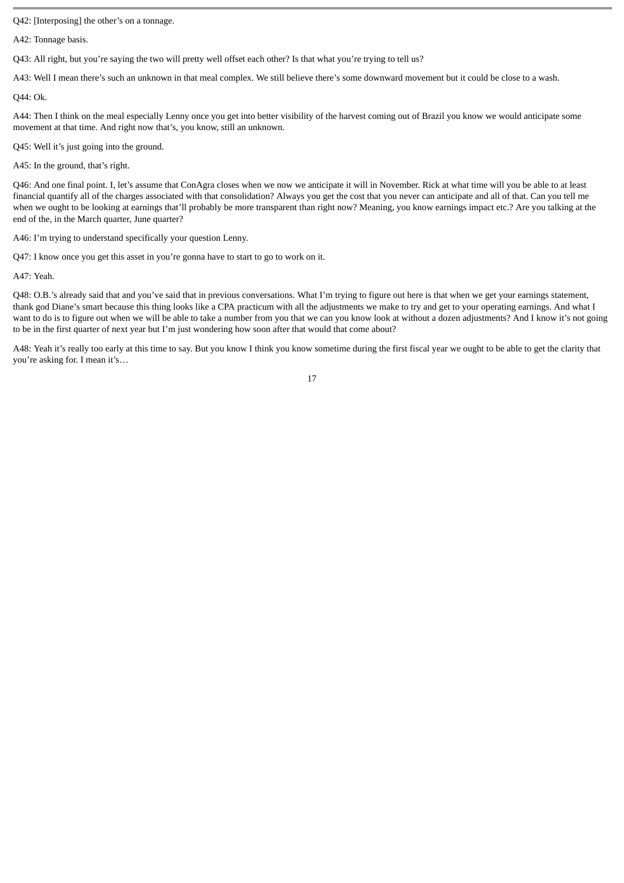Q42: [Interposing] the other's on a tonnage.

A42: Tonnage basis.

Q43: All right, but you're saying the two will pretty well offset each other? Is that what you're trying to tell us?

A43: Well I mean there's such an unknown in that meal complex. We still believe there's some downward movement but it could be close to a wash.

Q44: Ok.

A44: Then I think on the meal especially Lenny once you get into better visibility of the harvest coming out of Brazil you know we would anticipate some movement at that time. And right now that's, you know, still an unknown.

Q45: Well it's just going into the ground.

A45: In the ground, that's right.

Q46: And one final point. I, let's assume that ConAgra closes when we now we anticipate it will in November. Rick at what time will you be able to at least financial quantify all of the charges associated with that consolidation? Always you get the cost that you never can anticipate and all of that. Can you tell me when we ought to be looking at earnings that'll probably be more transparent than right now? Meaning, you know earnings impact etc.? Are you talking at the end of the, in the March quarter, June quarter?

A46: I'm trying to understand specifically your question Lenny.

Q47: I know once you get this asset in you're gonna have to start to go to work on it.

A47: Yeah.

Q48: O.B.'s already said that and you've said that in previous conversations. What I'm trying to figure out here is that when we get your earnings statement, thank god Diane's smart because this thing looks like a CPA practicum with all the adjustments we make to try and get to your operating earnings. And what I want to do is to figure out when we will be able to take a number from you that we can you know look at without a dozen adjustments? And I know it's not going to be in the first quarter of next year but I'm just wondering how soon after that would that come about?

A48: Yeah it's really too early at this time to say. But you know I think you know sometime during the first fiscal year we ought to be able to get the clarity that you're asking for. I mean it's…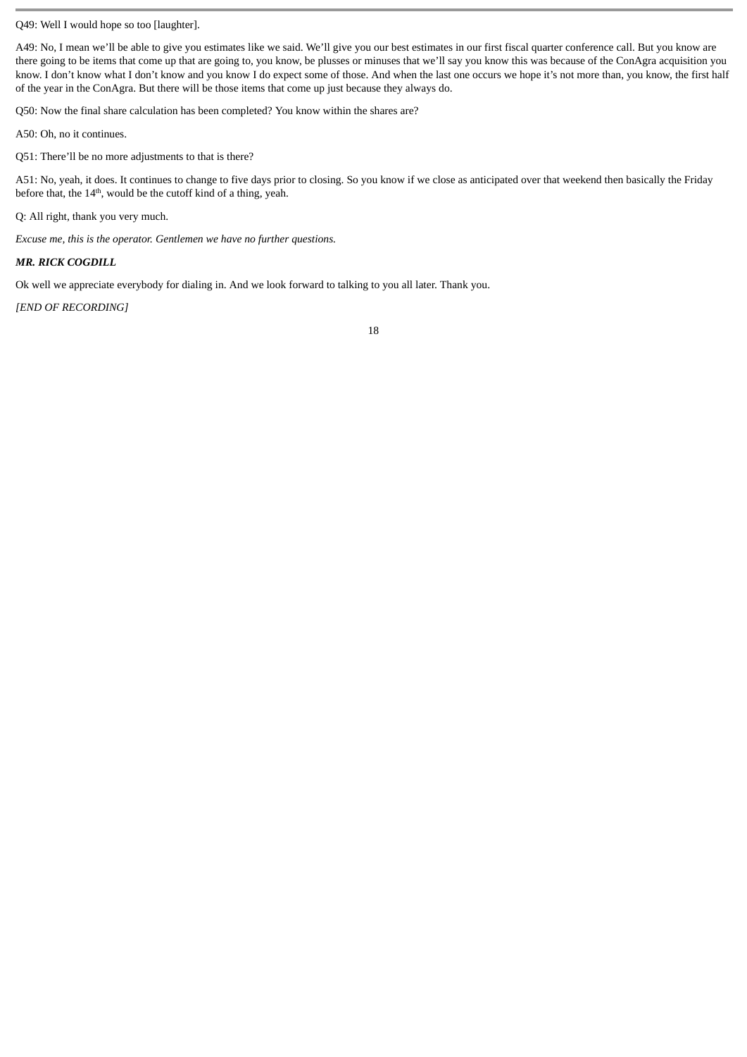Q49: Well I would hope so too [laughter].

A49: No, I mean we'll be able to give you estimates like we said. We'll give you our best estimates in our first fiscal quarter conference call. But you know are there going to be items that come up that are going to, you know, be plusses or minuses that we'll say you know this was because of the ConAgra acquisition you know. I don't know what I don't know and you know I do expect some of those. And when the last one occurs we hope it's not more than, you know, the first half of the year in the ConAgra. But there will be those items that come up just because they always do.

Q50: Now the final share calculation has been completed? You know within the shares are?

A50: Oh, no it continues.

Q51: There'll be no more adjustments to that is there?

A51: No, yeah, it does. It continues to change to five days prior to closing. So you know if we close as anticipated over that weekend then basically the Friday before that, the 14th, would be the cutoff kind of a thing, yeah.

Q: All right, thank you very much.

*Excuse me, this is the operator. Gentlemen we have no further questions.*

***MR. RICK COGDILL***

Ok well we appreciate everybody for dialing in. And we look forward to talking to you all later. Thank you.

*[END OF RECORDING]*